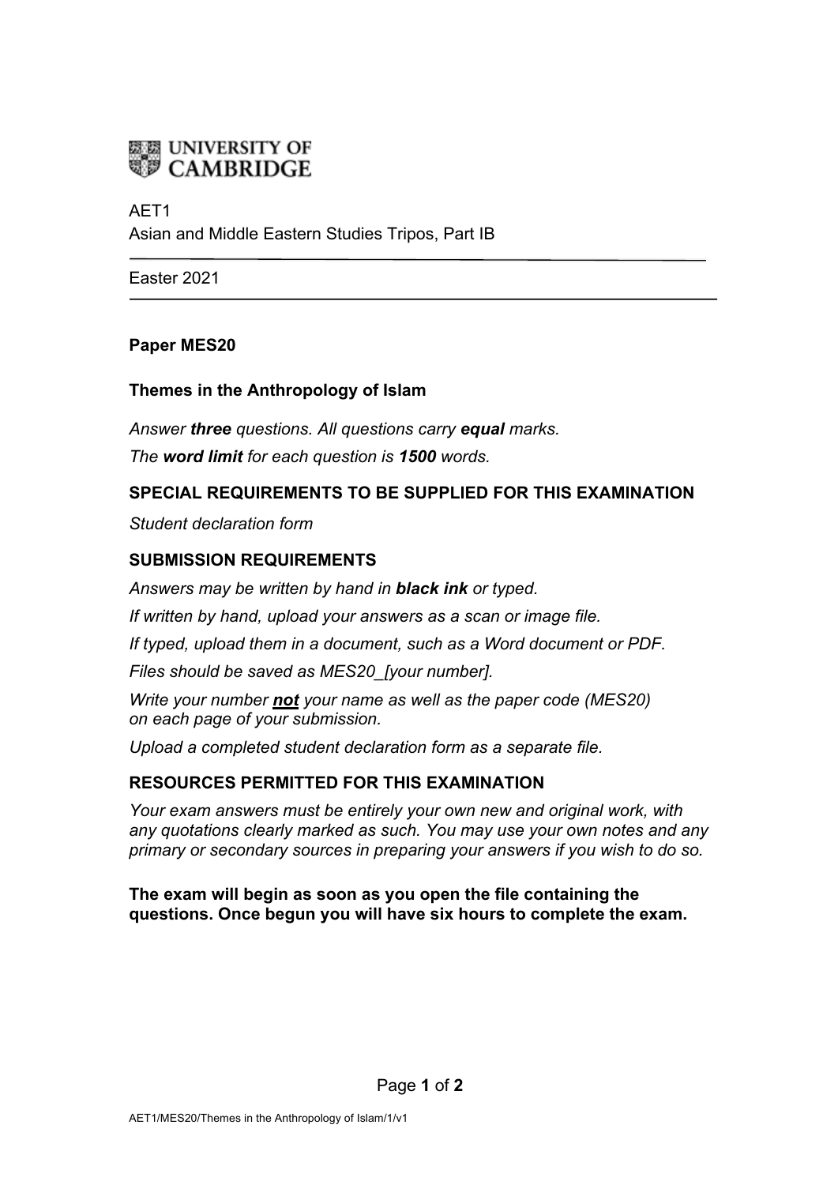UNIVERSITY OF CAMBRIDGE

AET1
Asian and Middle Eastern Studies Tripos, Part IB

Easter 2021

**Paper MES20**

**Themes in the Anthropology of Islam**

*Answer **three** questions. All questions carry **equal** marks.*

*The **word limit** for each question is **1500** words.*

**SPECIAL REQUIREMENTS TO BE SUPPLIED FOR THIS EXAMINATION**

*Student declaration form*

**SUBMISSION REQUIREMENTS**

*Answers may be written by hand in **black ink** or typed.*

*If written by hand, upload your answers as a scan or image file.*

*If typed, upload them in a document, such as a Word document or PDF.*

*Files should be saved as MES20_[your number].*

*Write your number **not** your name as well as the paper code (MES20) on each page of your submission.*

*Upload a completed student declaration form as a separate file.*

**RESOURCES PERMITTED FOR THIS EXAMINATION**

*Your exam answers must be entirely your own new and original work, with any quotations clearly marked as such. You may use your own notes and any primary or secondary sources in preparing your answers if you wish to do so.*

**The exam will begin as soon as you open the file containing the questions. Once begun you will have six hours to complete the exam.**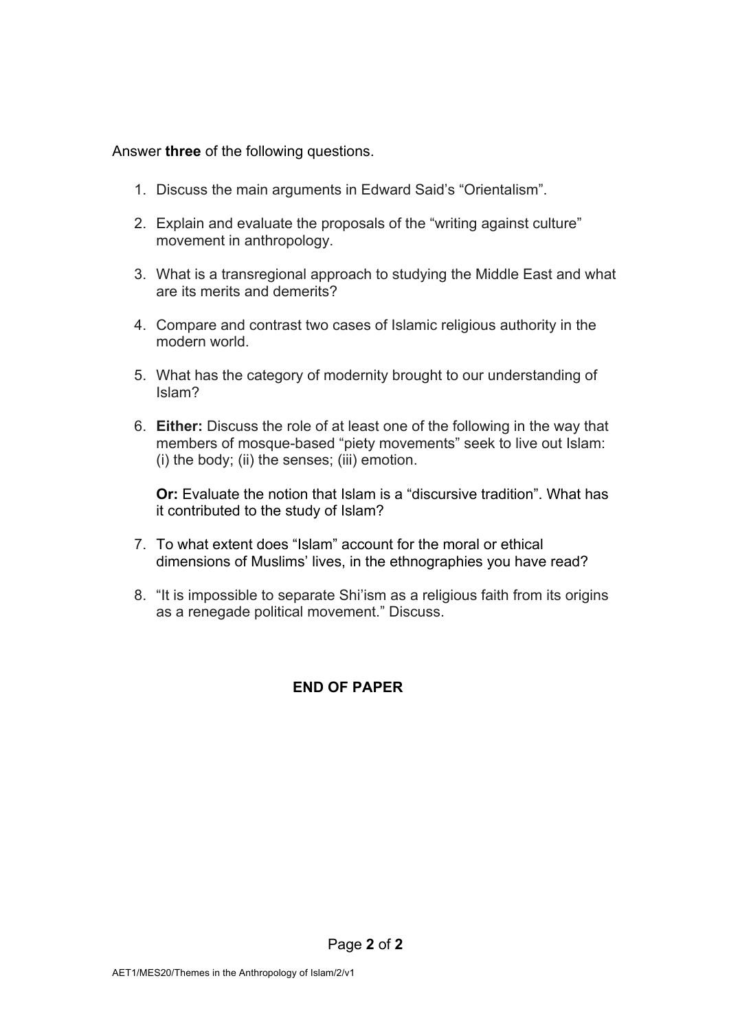Answer **three** of the following questions.

1. Discuss the main arguments in Edward Said's "Orientalism".

2. Explain and evaluate the proposals of the "writing against culture" movement in anthropology.

3. What is a transregional approach to studying the Middle East and what are its merits and demerits?

4. Compare and contrast two cases of Islamic religious authority in the modern world.

5. What has the category of modernity brought to our understanding of Islam?

6. **Either:** Discuss the role of at least one of the following in the way that members of mosque-based "piety movements" seek to live out Islam: (i) the body; (ii) the senses; (iii) emotion.

   **Or:** Evaluate the notion that Islam is a "discursive tradition". What has it contributed to the study of Islam?

7. To what extent does "Islam" account for the moral or ethical dimensions of Muslims' lives, in the ethnographies you have read?

8. "It is impossible to separate Shi'ism as a religious faith from its origins as a renegade political movement." Discuss.

**END OF PAPER**